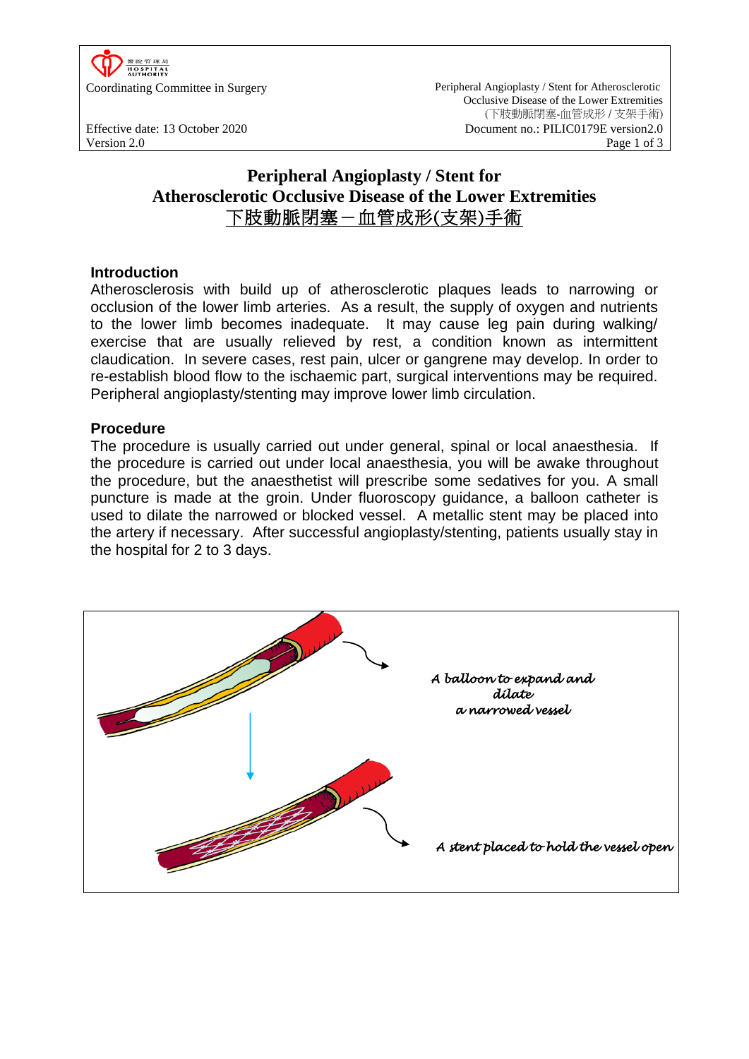# Peripheral Angioplasty / Stent for Atherosclerotic Occlusive Disease of the Lower Extremities

# 下肢動脈閉塞－血管成形(支架)手術

## Introduction

Atherosclerosis with build up of atherosclerotic plaques leads to narrowing or occlusion of the lower limb arteries. As a result, the supply of oxygen and nutrients to the lower limb becomes inadequate. It may cause leg pain during walking/ exercise that are usually relieved by rest, a condition known as intermittent claudication. In severe cases, rest pain, ulcer or gangrene may develop. In order to re-establish blood flow to the ischaemic part, surgical interventions may be required. Peripheral angioplasty/stenting may improve lower limb circulation.

## Procedure

The procedure is usually carried out under general, spinal or local anaesthesia. If the procedure is carried out under local anaesthesia, you will be awake throughout the procedure, but the anaesthetist will prescribe some sedatives for you. A small puncture is made at the groin. Under fluoroscopy guidance, a balloon catheter is used to dilate the narrowed or blocked vessel. A metallic stent may be placed into the artery if necessary. After successful angioplasty/stenting, patients usually stay in the hospital for 2 to 3 days.

*A balloon to expand and dilate a narrowed vessel*

*A stent placed to hold the vessel open*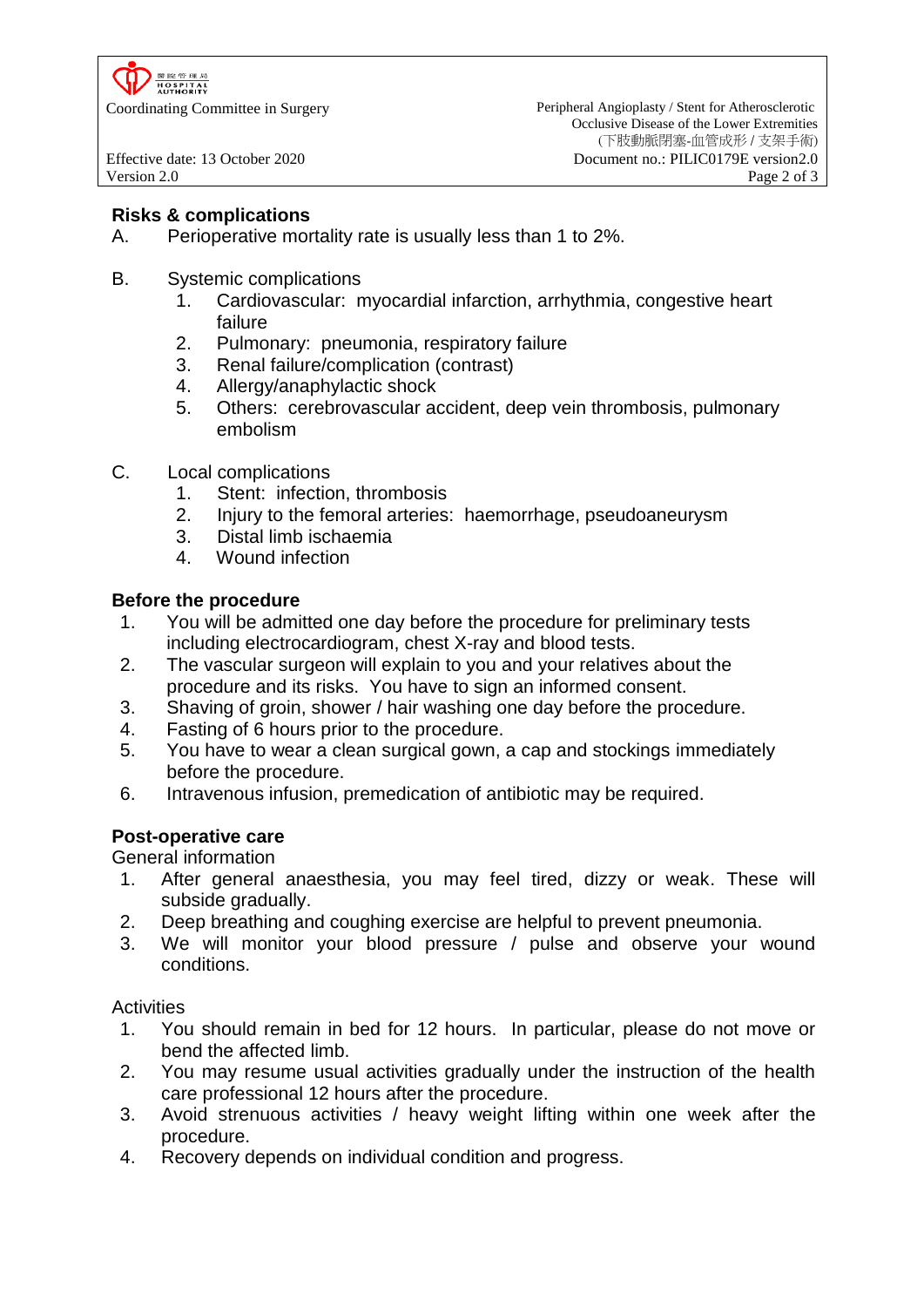## Risks & complications

A. Perioperative mortality rate is usually less than 1 to 2%.

B. Systemic complications
   1. Cardiovascular: myocardial infarction, arrhythmia, congestive heart failure
   2. Pulmonary: pneumonia, respiratory failure
   3. Renal failure/complication (contrast)
   4. Allergy/anaphylactic shock
   5. Others: cerebrovascular accident, deep vein thrombosis, pulmonary embolism

C. Local complications
   1. Stent: infection, thrombosis
   2. Injury to the femoral arteries: haemorrhage, pseudoaneurysm
   3. Distal limb ischaemia
   4. Wound infection

## Before the procedure

1. You will be admitted one day before the procedure for preliminary tests including electrocardiogram, chest X-ray and blood tests.
2. The vascular surgeon will explain to you and your relatives about the procedure and its risks. You have to sign an informed consent.
3. Shaving of groin, shower / hair washing one day before the procedure.
4. Fasting of 6 hours prior to the procedure.
5. You have to wear a clean surgical gown, a cap and stockings immediately before the procedure.
6. Intravenous infusion, premedication of antibiotic may be required.

## Post-operative care

General information

1. After general anaesthesia, you may feel tired, dizzy or weak. These will subside gradually.
2. Deep breathing and coughing exercise are helpful to prevent pneumonia.
3. We will monitor your blood pressure / pulse and observe your wound conditions.

Activities

1. You should remain in bed for 12 hours. In particular, please do not move or bend the affected limb.
2. You may resume usual activities gradually under the instruction of the health care professional 12 hours after the procedure.
3. Avoid strenuous activities / heavy weight lifting within one week after the procedure.
4. Recovery depends on individual condition and progress.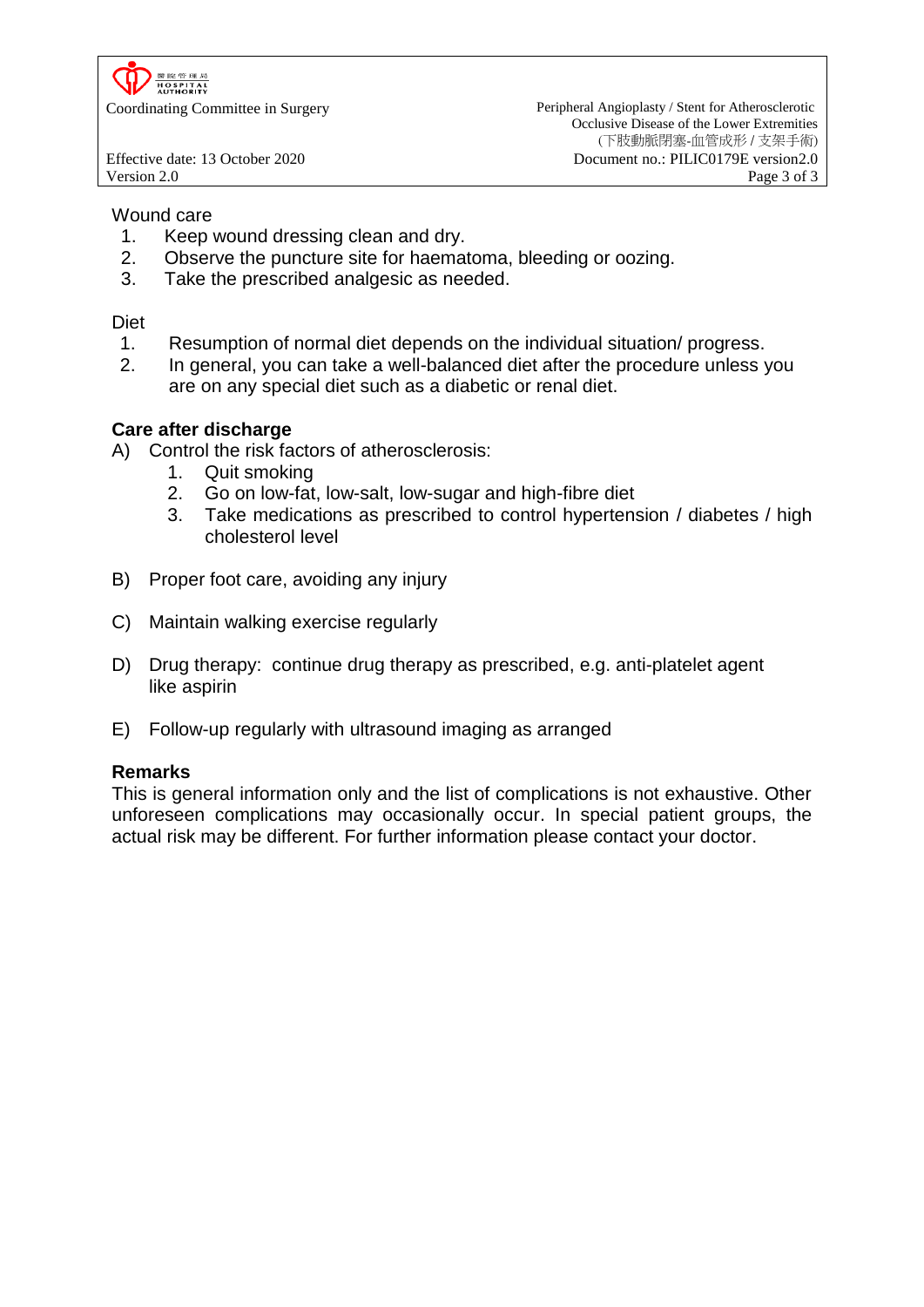Wound care

1. Keep wound dressing clean and dry.
2. Observe the puncture site for haematoma, bleeding or oozing.
3. Take the prescribed analgesic as needed.

Diet

1. Resumption of normal diet depends on the individual situation/ progress.
2. In general, you can take a well-balanced diet after the procedure unless you are on any special diet such as a diabetic or renal diet.

## Care after discharge

A) Control the risk factors of atherosclerosis:
   1. Quit smoking
   2. Go on low-fat, low-salt, low-sugar and high-fibre diet
   3. Take medications as prescribed to control hypertension / diabetes / high cholesterol level

B) Proper foot care, avoiding any injury

C) Maintain walking exercise regularly

D) Drug therapy: continue drug therapy as prescribed, e.g. anti-platelet agent like aspirin

E) Follow-up regularly with ultrasound imaging as arranged

## Remarks

This is general information only and the list of complications is not exhaustive. Other unforeseen complications may occasionally occur. In special patient groups, the actual risk may be different. For further information please contact your doctor.